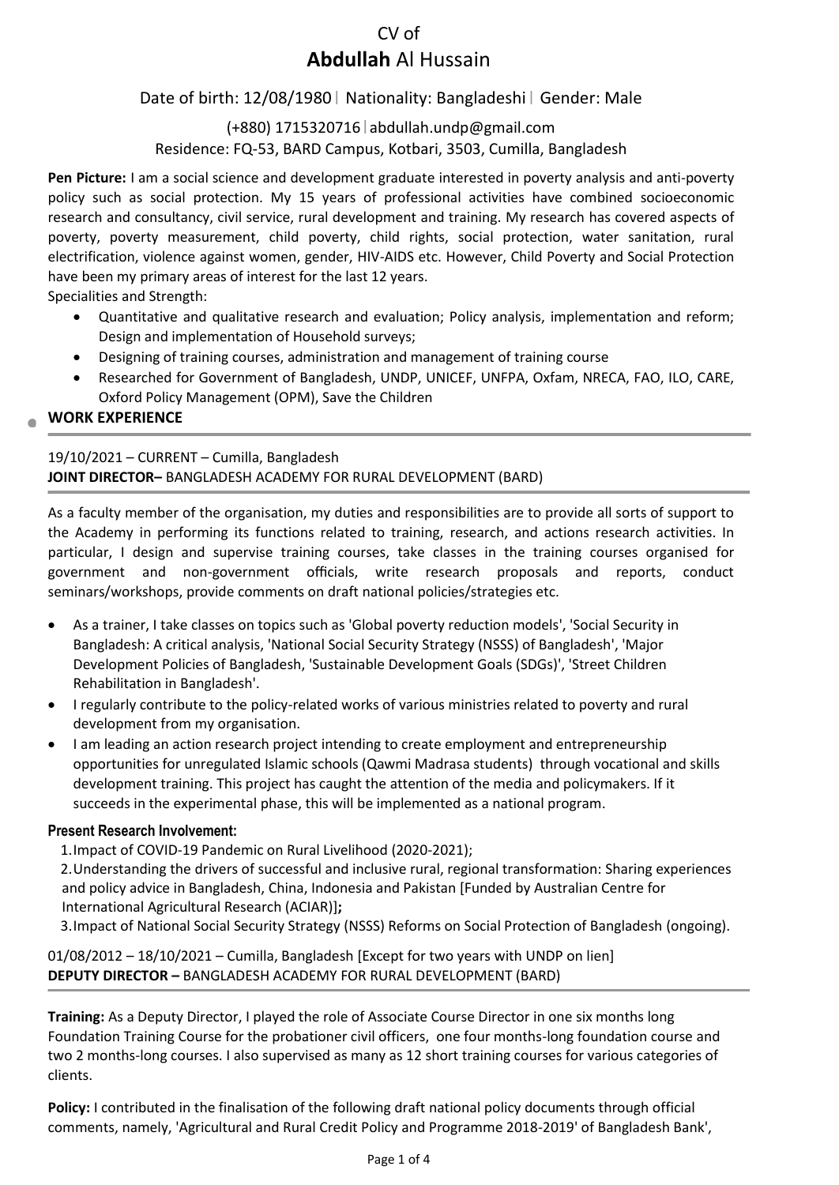CV of

# **Abdullah** Al Hussain

Date of birth: 12/08/1980 | Nationality: Bangladeshi | Gender: Male

(+880) 1715320716 | abdullah.undp@gmail.com

Residence: FQ-53, BARD Campus, Kotbari, 3503, Cumilla, Bangladesh

**Pen Picture:** I am a social science and development graduate interested in poverty analysis and anti-poverty policy such as social protection. My 15 years of professional activities have combined socioeconomic research and consultancy, civil service, rural development and training. My research has covered aspects of poverty, poverty measurement, child poverty, child rights, social protection, water sanitation, rural electrification, violence against women, gender, HIV-AIDS etc. However, Child Poverty and Social Protection have been my primary areas of interest for the last 12 years.

Specialities and Strength:

- Quantitative and qualitative research and evaluation; Policy analysis, implementation and reform; Design and implementation of Household surveys;
- Designing of training courses, administration and management of training course
- Researched for Government of Bangladesh, UNDP, UNICEF, UNFPA, Oxfam, NRECA, FAO, ILO, CARE, Oxford Policy Management (OPM), Save the Children

## WORK EXPERIENCE

19/10/2021 – CURRENT – Cumilla, Bangladesh

**JOINT DIRECTOR–** BANGLADESH ACADEMY FOR RURAL DEVELOPMENT (BARD)

As a faculty member of the organisation, my duties and responsibilities are to provide all sorts of support to the Academy in performing its functions related to training, research, and actions research activities. In particular, I design and supervise training courses, take classes in the training courses organised for government and non-government officials, write research proposals and reports, conduct seminars/workshops, provide comments on draft national policies/strategies etc.

- As a trainer, I take classes on topics such as 'Global poverty reduction models', 'Social Security in Bangladesh: A critical analysis, 'National Social Security Strategy (NSSS) of Bangladesh', 'Major Development Policies of Bangladesh, 'Sustainable Development Goals (SDGs)', 'Street Children Rehabilitation in Bangladesh'.
- I regularly contribute to the policy-related works of various ministries related to poverty and rural development from my organisation.
- I am leading an action research project intending to create employment and entrepreneurship opportunities for unregulated Islamic schools (Qawmi Madrasa students) through vocational and skills development training. This project has caught the attention of the media and policymakers. If it succeeds in the experimental phase, this will be implemented as a national program.

**Present Research Involvement:**

1. Impact of COVID-19 Pandemic on Rural Livelihood (2020-2021);
2. Understanding the drivers of successful and inclusive rural, regional transformation: Sharing experiences and policy advice in Bangladesh, China, Indonesia and Pakistan [Funded by Australian Centre for International Agricultural Research (ACIAR)]**;**
3. Impact of National Social Security Strategy (NSSS) Reforms on Social Protection of Bangladesh (ongoing).

01/08/2012 – 18/10/2021 – Cumilla, Bangladesh [Except for two years with UNDP on lien]

**DEPUTY DIRECTOR –** BANGLADESH ACADEMY FOR RURAL DEVELOPMENT (BARD)

**Training:** As a Deputy Director, I played the role of Associate Course Director in one six months long Foundation Training Course for the probationer civil officers, one four months-long foundation course and two 2 months-long courses. I also supervised as many as 12 short training courses for various categories of clients.

**Policy:** I contributed in the finalisation of the following draft national policy documents through official comments, namely, 'Agricultural and Rural Credit Policy and Programme 2018-2019' of Bangladesh Bank',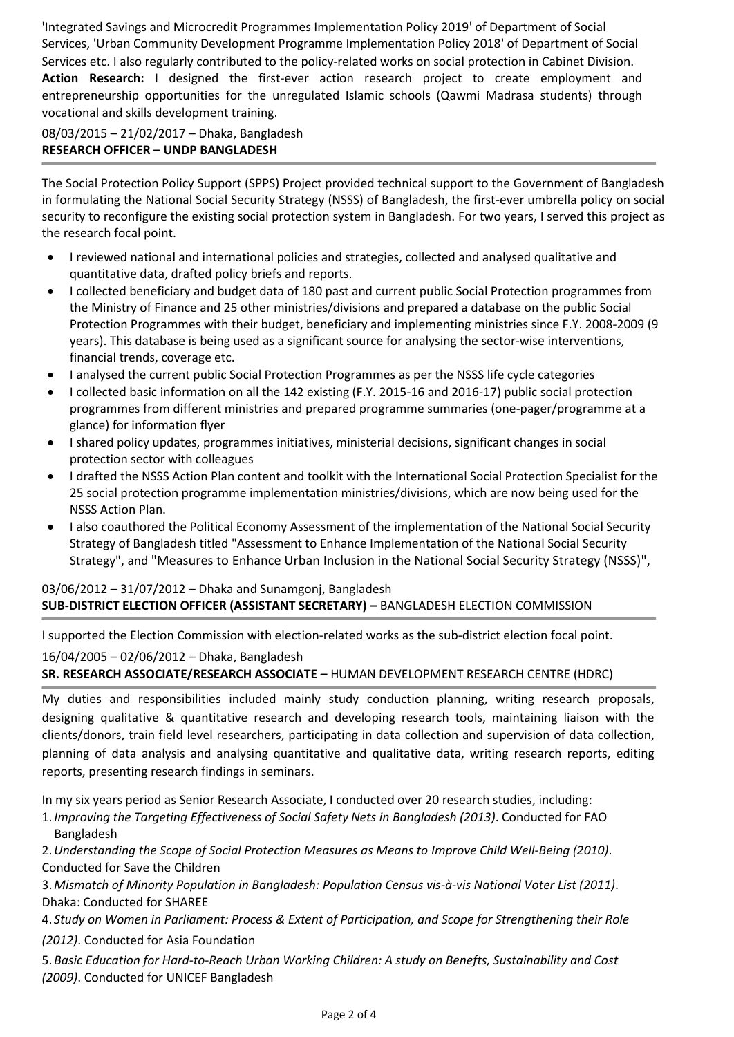'Integrated Savings and Microcredit Programmes Implementation Policy 2019' of Department of Social Services, 'Urban Community Development Programme Implementation Policy 2018' of Department of Social Services etc. I also regularly contributed to the policy-related works on social protection in Cabinet Division.

**Action Research:** I designed the first-ever action research project to create employment and entrepreneurship opportunities for the unregulated Islamic schools (Qawmi Madrasa students) through vocational and skills development training.

08/03/2015 – 21/02/2017 – Dhaka, Bangladesh
**RESEARCH OFFICER – UNDP BANGLADESH**

The Social Protection Policy Support (SPPS) Project provided technical support to the Government of Bangladesh in formulating the National Social Security Strategy (NSSS) of Bangladesh, the first-ever umbrella policy on social security to reconfigure the existing social protection system in Bangladesh. For two years, I served this project as the research focal point.

- I reviewed national and international policies and strategies, collected and analysed qualitative and quantitative data, drafted policy briefs and reports.
- I collected beneficiary and budget data of 180 past and current public Social Protection programmes from the Ministry of Finance and 25 other ministries/divisions and prepared a database on the public Social Protection Programmes with their budget, beneficiary and implementing ministries since F.Y. 2008-2009 (9 years). This database is being used as a significant source for analysing the sector-wise interventions, financial trends, coverage etc.
- I analysed the current public Social Protection Programmes as per the NSSS life cycle categories
- I collected basic information on all the 142 existing (F.Y. 2015-16 and 2016-17) public social protection programmes from different ministries and prepared programme summaries (one-pager/programme at a glance) for information flyer
- I shared policy updates, programmes initiatives, ministerial decisions, significant changes in social protection sector with colleagues
- I drafted the NSSS Action Plan content and toolkit with the International Social Protection Specialist for the 25 social protection programme implementation ministries/divisions, which are now being used for the NSSS Action Plan.
- I also coauthored the Political Economy Assessment of the implementation of the National Social Security Strategy of Bangladesh titled "Assessment to Enhance Implementation of the National Social Security Strategy", and "Measures to Enhance Urban Inclusion in the National Social Security Strategy (NSSS)",

03/06/2012 – 31/07/2012 – Dhaka and Sunamgonj, Bangladesh
**SUB-DISTRICT ELECTION OFFICER (ASSISTANT SECRETARY) –** BANGLADESH ELECTION COMMISSION

I supported the Election Commission with election-related works as the sub-district election focal point.

16/04/2005 – 02/06/2012 – Dhaka, Bangladesh
**SR. RESEARCH ASSOCIATE/RESEARCH ASSOCIATE –** HUMAN DEVELOPMENT RESEARCH CENTRE (HDRC)

My duties and responsibilities included mainly study conduction planning, writing research proposals, designing qualitative & quantitative research and developing research tools, maintaining liaison with the clients/donors, train field level researchers, participating in data collection and supervision of data collection, planning of data analysis and analysing quantitative and qualitative data, writing research reports, editing reports, presenting research findings in seminars.

In my six years period as Senior Research Associate, I conducted over 20 research studies, including:

1. *Improving the Targeting Effectiveness of Social Safety Nets in Bangladesh (2013)*. Conducted for FAO Bangladesh
2. *Understanding the Scope of Social Protection Measures as Means to Improve Child Well-Being (2010)*. Conducted for Save the Children
3. *Mismatch of Minority Population in Bangladesh: Population Census vis-à-vis National Voter List (2011)*. Dhaka: Conducted for SHAREE
4. *Study on Women in Parliament: Process & Extent of Participation, and Scope for Strengthening their Role (2012)*. Conducted for Asia Foundation
5. *Basic Education for Hard-to-Reach Urban Working Children: A study on Benefts, Sustainability and Cost (2009)*. Conducted for UNICEF Bangladesh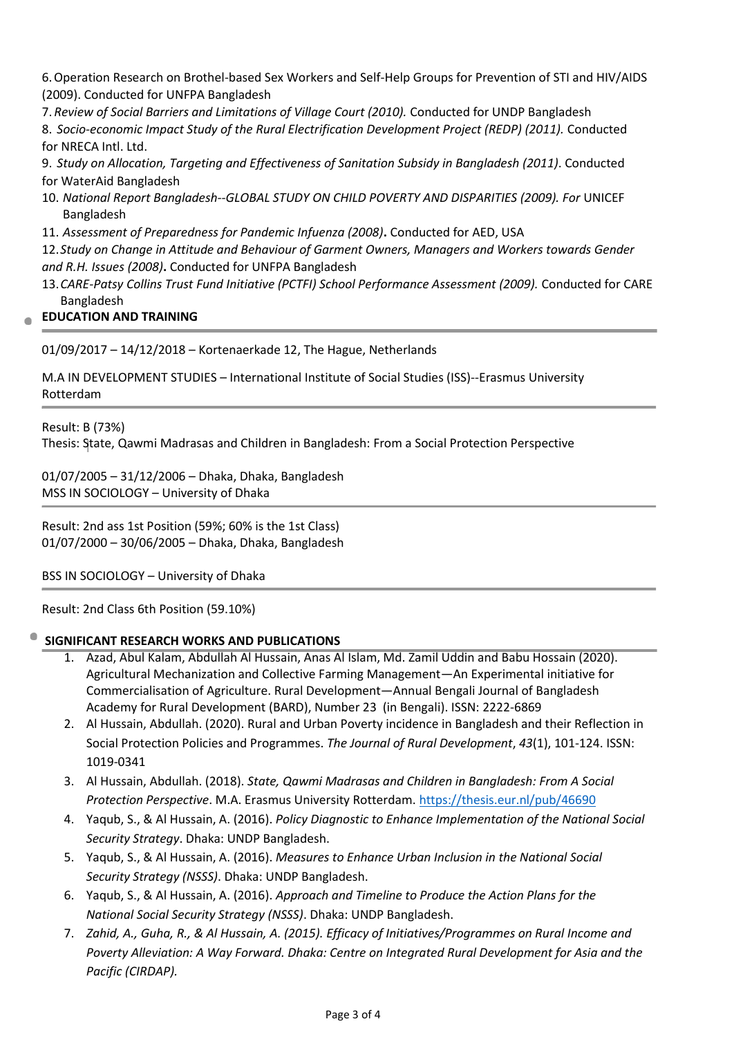6. Operation Research on Brothel-based Sex Workers and Self-Help Groups for Prevention of STI and HIV/AIDS (2009). Conducted for UNFPA Bangladesh
7. *Review of Social Barriers and Limitations of Village Court (2010).* Conducted for UNDP Bangladesh
8. *Socio-economic Impact Study of the Rural Electrification Development Project (REDP) (2011).* Conducted for NRECA Intl. Ltd.
9. *Study on Allocation, Targeting and Effectiveness of Sanitation Subsidy in Bangladesh (2011)*. Conducted for WaterAid Bangladesh
10. *National Report Bangladesh--GLOBAL STUDY ON CHILD POVERTY AND DISPARITIES (2009). For* UNICEF Bangladesh
11. *Assessment of Preparedness for Pandemic Infuenza (2008)***.** Conducted for AED, USA
12. *Study on Change in Attitude and Behaviour of Garment Owners, Managers and Workers towards Gender and R.H. Issues (2008)***.** Conducted for UNFPA Bangladesh
13. *CARE-Patsy Collins Trust Fund Initiative (PCTFI) School Performance Assessment (2009).* Conducted for CARE Bangladesh

## EDUCATION AND TRAINING

01/09/2017 – 14/12/2018 – Kortenaerkade 12, The Hague, Netherlands

M.A IN DEVELOPMENT STUDIES – International Institute of Social Studies (ISS)--Erasmus University Rotterdam

Result: B (73%)
Thesis: State, Qawmi Madrasas and Children in Bangladesh: From a Social Protection Perspective

01/07/2005 – 31/12/2006 – Dhaka, Dhaka, Bangladesh
MSS IN SOCIOLOGY – University of Dhaka

Result: 2nd ass 1st Position (59%; 60% is the 1st Class)
01/07/2000 – 30/06/2005 – Dhaka, Dhaka, Bangladesh

BSS IN SOCIOLOGY – University of Dhaka

Result: 2nd Class 6th Position (59.10%)

## SIGNIFICANT RESEARCH WORKS AND PUBLICATIONS

1. Azad, Abul Kalam, Abdullah Al Hussain, Anas Al Islam, Md. Zamil Uddin and Babu Hossain (2020). Agricultural Mechanization and Collective Farming Management—An Experimental initiative for Commercialisation of Agriculture. Rural Development—Annual Bengali Journal of Bangladesh Academy for Rural Development (BARD), Number 23 (in Bengali). ISSN: 2222-6869
2. Al Hussain, Abdullah. (2020). Rural and Urban Poverty incidence in Bangladesh and their Reflection in Social Protection Policies and Programmes. *The Journal of Rural Development*, *43*(1), 101-124. ISSN: 1019-0341
3. Al Hussain, Abdullah. (2018). *State, Qawmi Madrasas and Children in Bangladesh: From A Social Protection Perspective*. M.A. Erasmus University Rotterdam. https://thesis.eur.nl/pub/46690
4. Yaqub, S., & Al Hussain, A. (2016). *Policy Diagnostic to Enhance Implementation of the National Social Security Strategy*. Dhaka: UNDP Bangladesh.
5. Yaqub, S., & Al Hussain, A. (2016). *Measures to Enhance Urban Inclusion in the National Social Security Strategy (NSSS)*. Dhaka: UNDP Bangladesh.
6. Yaqub, S., & Al Hussain, A. (2016). *Approach and Timeline to Produce the Action Plans for the National Social Security Strategy (NSSS)*. Dhaka: UNDP Bangladesh.
7. *Zahid, A., Guha, R., & Al Hussain, A. (2015). Efficacy of Initiatives/Programmes on Rural Income and Poverty Alleviation: A Way Forward. Dhaka: Centre on Integrated Rural Development for Asia and the Pacific (CIRDAP).*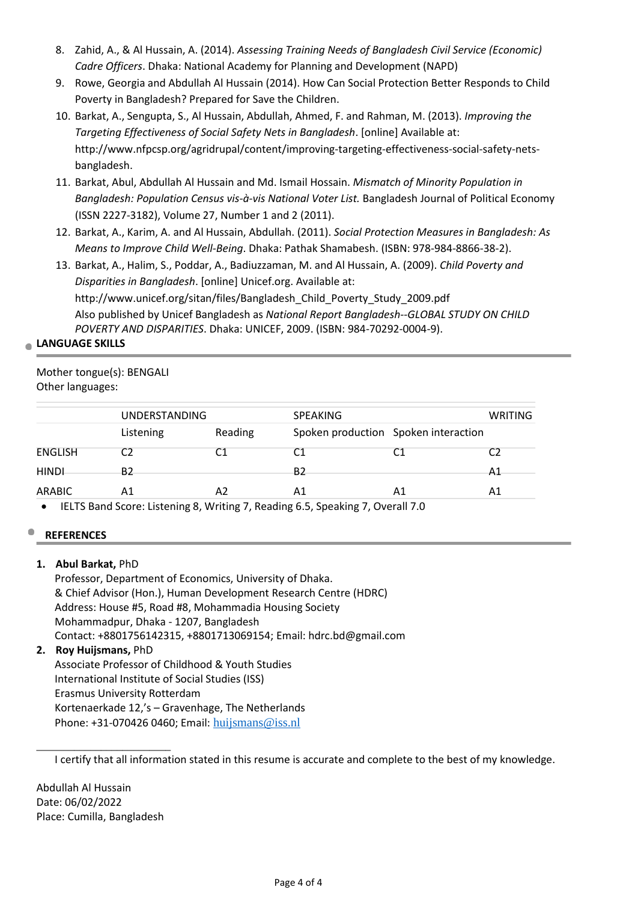8. Zahid, A., & Al Hussain, A. (2014). *Assessing Training Needs of Bangladesh Civil Service (Economic) Cadre Officers*. Dhaka: National Academy for Planning and Development (NAPD)
9. Rowe, Georgia and Abdullah Al Hussain (2014). How Can Social Protection Better Responds to Child Poverty in Bangladesh? Prepared for Save the Children.
10. Barkat, A., Sengupta, S., Al Hussain, Abdullah, Ahmed, F. and Rahman, M. (2013). *Improving the Targeting Effectiveness of Social Safety Nets in Bangladesh*. [online] Available at: http://www.nfpcsp.org/agridrupal/content/improving-targeting-effectiveness-social-safety-nets-bangladesh.
11. Barkat, Abul, Abdullah Al Hussain and Md. Ismail Hossain. *Mismatch of Minority Population in Bangladesh: Population Census vis-à-vis National Voter List.* Bangladesh Journal of Political Economy (ISSN 2227-3182), Volume 27, Number 1 and 2 (2011).
12. Barkat, A., Karim, A. and Al Hussain, Abdullah. (2011). *Social Protection Measures in Bangladesh: As Means to Improve Child Well-Being*. Dhaka: Pathak Shamabesh. (ISBN: 978-984-8866-38-2).
13. Barkat, A., Halim, S., Poddar, A., Badiuzzaman, M. and Al Hussain, A. (2009). *Child Poverty and Disparities in Bangladesh*. [online] Unicef.org. Available at: http://www.unicef.org/sitan/files/Bangladesh_Child_Poverty_Study_2009.pdf
    Also published by Unicef Bangladesh as *National Report Bangladesh--GLOBAL STUDY ON CHILD POVERTY AND DISPARITIES*. Dhaka: UNICEF, 2009. (ISBN: 984-70292-0004-9).

## LANGUAGE SKILLS

Mother tongue(s): BENGALI
Other languages:

| | UNDERSTANDING | | SPEAKING | | WRITING |
|---|---|---|---|---|---|
| | Listening | Reading | Spoken production | Spoken interaction | |
| ENGLISH | C2 | C1 | C1 | C1 | C2 |
| HINDI | B2 | | B2 | | A1 |
| ARABIC | A1 | A2 | A1 | A1 | A1 |

- IELTS Band Score: Listening 8, Writing 7, Reading 6.5, Speaking 7, Overall 7.0

## REFERENCES

1. **Abul Barkat,** PhD
   Professor, Department of Economics, University of Dhaka.
   & Chief Advisor (Hon.), Human Development Research Centre (HDRC)
   Address: House #5, Road #8, Mohammadia Housing Society
   Mohammadpur, Dhaka - 1207, Bangladesh
   Contact: +8801756142315, +8801713069154; Email: hdrc.bd@gmail.com
2. **Roy Huijsmans,** PhD
   Associate Professor of Childhood & Youth Studies
   International Institute of Social Studies (ISS)
   Erasmus University Rotterdam
   Kortenaerkade 12,'s – Gravenhage, The Netherlands
   Phone: +31-070426 0460; Email: huijsmans@iss.nl

I certify that all information stated in this resume is accurate and complete to the best of my knowledge.

Abdullah Al Hussain
Date: 06/02/2022
Place: Cumilla, Bangladesh